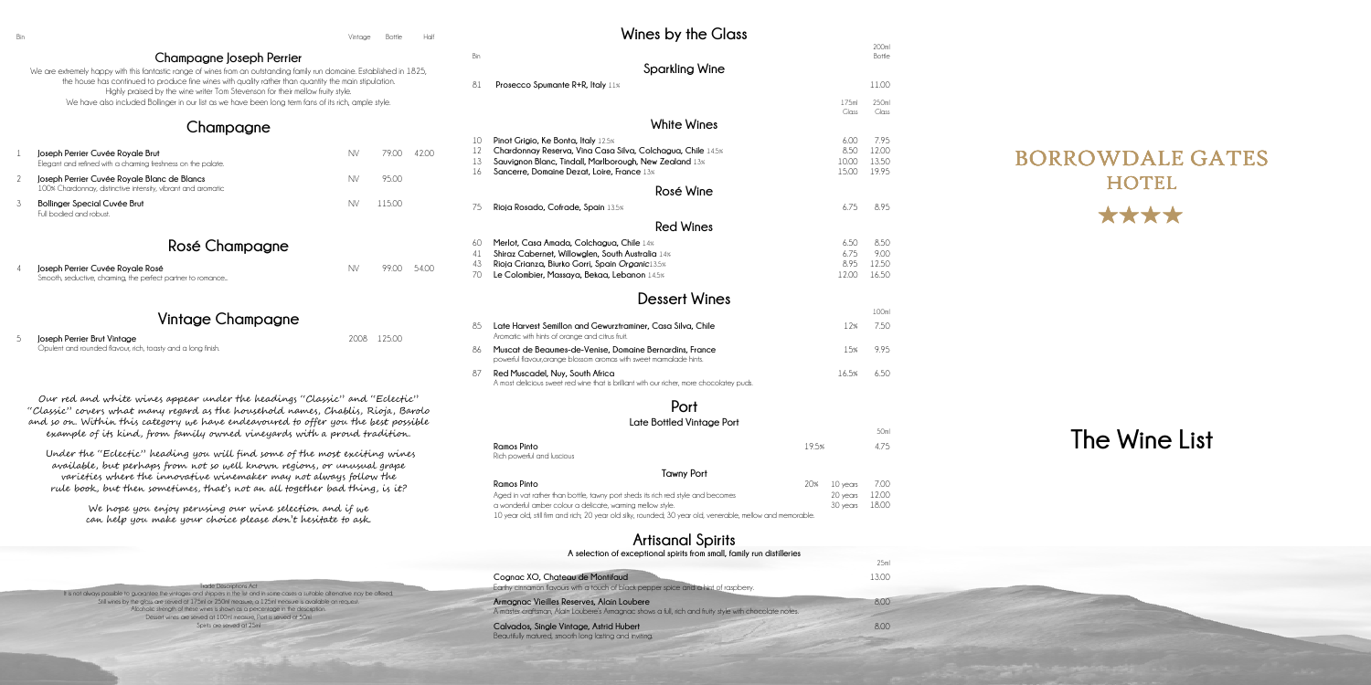## Champagne Joseph Perrier

We are extremely happy with this fantastic range of wines from an outstanding family run domaine. Established in 1825, the house has continued to produce fine wines with quality rather than quantity the main stipulation. Highly praised by the wine writer Tom Stevenson for their mellow fruity style.
We have also included Bollinger in our list as we have been long term fans of its rich, ample style.

## Champagne

| Bin | | Vintage | Bottle | Half |
|---|---|---|---|---|
| 1 | **Joseph Perrier Cuvée Royale Brut** Elegant and refined with a charming freshness on the palate. | NV | 79.00 | 42.00 |
| 2 | **Joseph Perrier Cuvée Royale Blanc de Blancs** 100% Chardonnay, distinctive intensity, vibrant and aromatic | NV | 95.00 | |
| 3 | **Bollinger Special Cuvée Brut** Full bodied and robust. | NV | 115.00 | |

## Rosé Champagne

| Bin | | Vintage | Bottle | Half |
|---|---|---|---|---|
| 4 | **Joseph Perrier Cuvée Royale Rosé** Smooth, seductive, charming, the perfect partner to romance... | NV | 99.00 | 54.00 |

## Vintage Champagne

| Bin | | Vintage | Bottle | Half |
|---|---|---|---|---|
| 5 | **Joseph Perrier Brut Vintage** Opulent and rounded flavour, rich, toasty and a long finish. | 2008 | 125.00 | |

*Our red and white wines appear under the headings "Classic" and "Eclectic" "Classic" covers what many regard as the household names, Chablis, Rioja, Barolo and so on. Within this category we have endeavoured to offer you the best possible example of its kind, from family owned vineyards with a proud tradition.*

*Under the "Eclectic" heading you will find some of the most exciting wines available, but perhaps from not so well known regions, or unusual grape varieties where the innovative winemaker may not always follow the rule book, but then sometimes, that's not an all together bad thing, is it?*

*We hope you enjoy perusing our wine selection and if we can help you make your choice please don't hesitate to ask.*

Trade Descriptions Act
It is not always possible to guarantee the vintages and shippers in the list and in some cases a suitable alternative may be offered.
Still wines by the glass are served at 175ml or 250ml measure, a 125ml measure is available on request.
Alcoholic strength of these wines is shown as a percentage in the description.
Dessert wines are served at 100ml measure, Port is served at 50ml
Spirits are served at 25ml

# Wines by the Glass

### Sparkling Wine

| Bin | | 200ml Bottle |
|---|---|---|
| 81 | **Prosecco Spumante R+R, Italy** 11% | 11.00 |

### White Wines

| Bin | | 175ml Glass | 250ml Glass |
|---|---|---|---|
| 10 | **Pinot Grigio, Ke Bonta, Italy** 12.5% | 6.00 | 7.95 |
| 12 | **Chardonnay Reserva, Vina Casa Silva, Colchagua, Chile** 14.5% | 8.50 | 12.00 |
| 13 | **Sauvignon Blanc, Tindall, Marlborough, New Zealand** 13% | 10.00 | 13.50 |
| 16 | **Sancerre, Domaine Dezat, Loire, France** 13% | 15.00 | 19.95 |

### Rosé Wine

| Bin | | 175ml Glass | 250ml Glass |
|---|---|---|---|
| 75 | **Rioja Rosado, Cofrade, Spain** 13.5% | 6.75 | 8.95 |

### Red Wines

| Bin | | 175ml Glass | 250ml Glass |
|---|---|---|---|
| 60 | **Merlot, Casa Amada, Colchagua, Chile** 14% | 6.50 | 8.50 |
| 41 | **Shiraz Cabernet, Willowglen, South Australia** 14% | 6.75 | 9.00 |
| 43 | **Rioja Crianza, Biurko Gorri, Spain** *Organic* 13.5% | 8.95 | 12.50 |
| 70 | **Le Colombier, Massaya, Bekaa, Lebanon** 14.5% | 12.00 | 16.50 |

## Dessert Wines

| Bin | | | 100ml |
|---|---|---|---|
| 85 | **Late Harvest Semillon and Gewurztraminer, Casa Silva, Chile** Aromatic with hints of orange and citrus fruit. | 12% | 7.50 |
| 86 | **Muscat de Beaumes-de-Venise, Domaine Bernardins, France** powerful flavour, orange blossom aromas with sweet marmalade hints. | 15% | 9.95 |
| 87 | **Red Muscadel, Nuy, South Africa** A most delicious sweet red wine that is brilliant with our richer, more chocolatey puds. | 16.5% | 6.50 |

## Port

### Late Bottled Vintage Port

| | | | 50ml |
|---|---|---|---|
| **Ramos Pinto** Rich powerful and luscious | 19.5% | | 4.75 |

### Tawny Port

| | | | 50ml |
|---|---|---|---|
| **Ramos Pinto** | 20% | 10 years | 7.00 |
| Aged in vat rather than bottle, tawny port sheds its rich red style and becomes | | 20 years | 12.00 |
| a wonderful amber colour a delicate, warming mellow style. | | 30 years | 18.00 |

10 year old, still firm and rich; 20 year old silky, rounded; 30 year old, venerable, mellow and memorable.

## Artisanal Spirits

A selection of exceptional spirits from small, family run distilleries

| | 25ml |
|---|---|
| **Cognac XO, Chateau de Montifaud** Earthy cinnamon flavours with a touch of black pepper spice and a hint of raspberry. | 13.00 |
| **Armagnac Vieilles Reserves, Alain Loubere** A master craftsman, Alain Loubere's Armagnac shows a full, rich and fruity style with chocolate notes | 8.00 |
| **Calvados, Single Vintage, Astrid Hubert** Beautifully matured, smooth long lasting and inviting | 8.00 |

# BORROWDALE GATES HOTEL

★★★★

# The Wine List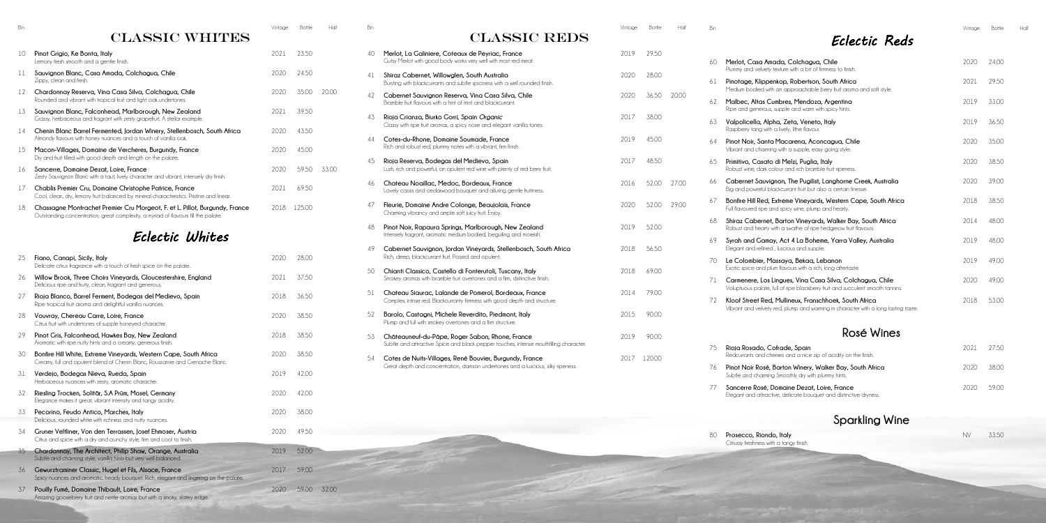# CLASSIC WHITES

| Bin | | Vintage | Bottle | Half |
|---|---|---|---|---|
| 10 | **Pinot Grigio, Ke Bonta, Italy**<br>Lemony fresh smooth and a gentle finish. | 2021 | 23.50 | |
| 11 | **Sauvignon Blanc, Casa Amada, Colchagua, Chile**<br>Zippy, clean and fresh. | 2020 | 24.50 | |
| 12 | **Chardonnay Reserva, Vina Casa Silva, Colchagua, Chile**<br>Rounded and vibrant with tropical fruit and light oak undertones. | 2020 | 35.00 | 20.00 |
| 13 | **Sauvignon Blanc, Falconhead, Marlborough, New Zealand**<br>Grassy, herbaceous and fragrant with zesty grapefruit, A stellar example. | 2021 | 39.50 | |
| 14 | **Chenin Blanc Barrel Fermented, Jordan Winery, Stellenbosch, South Africa**<br>Almondy flavours with honey nuances and a touch of vanilla oak. | 2020 | 43.50 | |
| 15 | **Macon-Villages, Domaine de Vercheres, Burgundy, France**<br>Dry and fruit filled with good depth and length on the palate. | 2020 | 45.00 | |
| 16 | **Sancerre, Domaine Dezat, Loire, France**<br>Zesty Sauvignon Blanc with a taut, lively character and vibrant, intensely dry finish. | 2020 | 59.50 | 33.00 |
| 17 | **Chablis Premier Cru, Domaine Christophe Patrice, France**<br>Cool, clean, dry, lemony fruit balanced by mineral characteristics. Pristine and linear. | 2021 | 69.50 | |
| 18 | **Chassagne Montrachet Premier Cru Morgeot, F. et L. Pillot, Burgundy, France**<br>Outstanding concentration, great complexity, a myriad of flavours fill the palate. | 2018 | 125.00 | |

# *Eclectic Whites*

| Bin | | Vintage | Bottle | Half |
|---|---|---|---|---|
| 25 | **Fiano, Canapi, Sicily, Italy**<br>Delicate citrus fragrance with a touch of fresh spice on the palate. | 2020 | 28.00 | |
| 26 | **Willow Brook, Three Choirs Vineyards, Gloucestershire, England**<br>Delicious ripe and fruity, clean, fragrant and generous. | 2021 | 37.50 | |
| 27 | **Rioja Blanco, Barrel Ferment, Bodegas del Medievo, Spain**<br>Ripe tropical fruit aroma and delightful vanilla nuances. | 2018 | 36.50 | |
| 28 | **Vouvray, Chereau Carre, Loire, France**<br>Citrus fruit with undertones of supple honeyed character. | 2020 | 38.50 | |
| 29 | **Pinot Gris, Falconhead, Hawkes Bay, New Zealand**<br>Aromatic with ripe nutty hints and a creamy, generous finish. | 2018 | 38.50 | |
| 30 | **Bonfire Hill White, Extreme Vineyards, Western Cape, South Africa**<br>Creamy, full and opulent blend of Chenin Blanc, Roussanne and Grenache Blanc. | 2020 | 38.50 | |
| 31 | **Verdejo, Bodegas Nieva, Rueda, Spain**<br>Herbaceous nuances with zesty, aromatic character. | 2019 | 42.00 | |
| 32 | **Riesling Trocken, Solitär, S.A Prüm, Mosel, Germany**<br>Elegance makes it great, vibrant intensity and tangy acidity. | 2020 | 42.00 | |
| 33 | **Pecorino, Feudo Antico, Marches, Italy**<br>Delicious, rounded white with richness and nutty nuances. | 2020 | 38.00 | |
| 34 | **Gruner Veltliner, Von den Terrassen, Josef Ehmoser, Austria**<br>Citrus and spice with a dry and crunchy style, firm and cool to finish. | 2020 | 49.50 | |
| 35 | **Chardonnay, The Architect, Philip Shaw, Orange, Australia**<br>Subtle and charming style, vanilla hints but very well balanced. | 2019 | 52.00 | |
| 36 | **Gewurztraminer Classic, Hugel et Fils, Alsace, France**<br>Spicy nuances and aromatic, heady bouquet. Rich, elegant and lingering on the palate. | 2017 | 59.00 | |
| 37 | **Pouilly Fumé, Domaine Thibault, Loire, France**<br>Amazing gooseberry fruit and nettle aromas but with a smoky, slatey edge. | 2020 | 59.00 | 32.00 |

# CLASSIC REDS

| Bin | | Vintage | Bottle | Half |
|---|---|---|---|---|
| 40 | **Merlot, La Galiniere, Coteaux de Peyriac, France**<br>Gutsy Merlot with good body works very well with most red meat. | 2019 | 29.50 | |
| 41 | **Shiraz Cabernet, Willowglen, South Australia**<br>Bursting with blackcurrants and subtle spiciness with a well rounded finish. | 2020 | 28.00 | |
| 42 | **Cabernet Sauvignon Reserva, Vina Casa Silva, Chile**<br>Bramble fruit flavours with a hint of mint and blackcurrant. | 2020 | 36.50 | 20.00 |
| 43 | **Rioja Crianza, Biurko Gorri, Spain *Organic***<br>Classy with ripe fruit aromas, a spicy nose and elegant vanilla tones. | 2017 | 38.00 | |
| 44 | **Cotes-du-Rhone, Domaine Soumade, France**<br>Rich and robust red, plummy notes with a vibrant, firm finish. | 2019 | 45.00 | |
| 45 | **Rioja Reserva, Bodegas del Medievo, Spain**<br>Lush, rich and powerful, an opulent red wine with plenty of red berry fruit. | 2017 | 48.50 | |
| 46 | **Chateau Noaillac, Medoc, Bordeaux, France**<br>Lovely cassis and cedarwood bouquet and alluring gentle fruitiness. | 2016 | 52.00 | 27.00 |
| 47 | **Fleurie, Domaine Andre Colonge, Beaujolais, France**<br>Charming vibrancy and ample soft juicy fruit. Enjoy. | 2020 | 52.00 | 29.00 |
| 48 | **Pinot Noir, Rapaura Springs, Marlborough, New Zealand**<br>Intensely fragrant, aromatic medium bodied, beguiling and moreish. | 2019 | 52.00 | |
| 49 | **Cabernet Sauvignon, Jordan Vineyards, Stellenbosch, South Africa**<br>Rich, deep, blackcurrant fruit. Poised and opulent. | 2018 | 56.50 | |
| 50 | **Chianti Classico, Castello di Fonterutoli, Tuscany, Italy**<br>Smokey aromas with bramble fruit overtones and a firm, distinctive finish. | 2018 | 69.00 | |
| 51 | **Chateau Siaurac, Lalande de Pomerol, Bordeaux, France**<br>Complex, intrise red. Blackcurranty firmness with good depth and structure. | 2014 | 79.00 | |
| 52 | **Barolo, Castagni, Michele Reverdito, Piedmont, Italy**<br>Plump and full with smokey overtones and a firm structure. | 2015 | 90.00 | |
| 53 | **Châteauneuf-du-Pâpe, Roger Sabon, Rhone, France**<br>Subtle and attractive Spice and black pepper touches, intense mouthfilling character. | 2019 | 90.00 | |
| 54 | **Cotes de Nuits-Villages, René Bouvier, Burgundy, France**<br>Great depth and concentration, damson undertones and a luscious, silky ripeness. | 2017 | 120.00 | |

# *Eclectic Reds*

| Bin | | Vintage | Bottle | Half |
|---|---|---|---|---|
| 60 | **Merlot, Casa Amada, Colchagua, Chile**<br>Plummy and velvety texture with a bit of firmness to finish. | 2020 | 24.00 | |
| 61 | **Pinotage, Klippenkop, Robertson, South Africa**<br>Medium bodied with an approachable berry fruit aroma and soft style. | 2021 | 29.50 | |
| 62 | **Malbec, Altas Cumbres, Mendoza, Argentina**<br>Ripe and generous, supple and warm with spicy hints. | 2019 | 33.00 | |
| 63 | **Valpolicella, Alpha, Zeta, Veneto, Italy**<br>Raspberry tang with a lively, lithe flavour. | 2019 | 36.50 | |
| 64 | **Pinot Noir, Santa Macarena, Aconcagua, Chile**<br>Vibrant and charming with a supple, easy going style. | 2020 | 35.00 | |
| 65 | **Primitivo, Casato di Melzi, Puglia, Italy**<br>Robust wine, dark colour and rich bramble fruit ripeness. | 2020 | 38.50 | |
| 66 | **Cabernet Sauvignon, The Pugilist, Langhorne Creek, Australia**<br>Big and powerful blackcurrant fruit but also a certain finesse. | 2020 | 39.00 | |
| 67 | **Bonfire Hill Red, Extreme Vineyards, Western Cape, South Africa**<br>Full flavoured ripe and spicy wine, plump and hearty. | 2018 | 38.50 | |
| 68 | **Shiraz Cabernet, Barton Vineyards, Walker Bay, South Africa**<br>Robust and hearty with a swathe of ripe hedgerow fruit flavours. | 2014 | 48.00 | |
| 69 | **Syrah and Gamay, Act 4 La Boheme, Yarra Valley, Australia**<br>Elegant and refined , luscious and supple. | 2019 | 48.00 | |
| 70 | **Le Colombier, Massaya, Bekaa, Lebanon**<br>Exotic spice and plum flavours with a rich, long aftertaste. | 2019 | 49.00 | |
| 71 | **Carmenere, Los Lingues, Vina Casa Silva, Colchagua, Chile**<br>Voluptuous palate, full of ripe blackberry fruit and succulent smooth tannins. | 2020 | 49.00 | |
| 72 | **Kloof Street Red, Mullineux, Franschhoek, South Africa**<br>Vibrant and velvety red, plump and warming in character with a long lasting taste. | 2018 | 53.00 | |

## Rosé Wines

| Bin | | Vintage | Bottle | Half |
|---|---|---|---|---|
| 75 | **Rioja Rosado, Cofrade, Spain**<br>Redcurrants and cherries and a nice zip of acidity on the finish. | 2021 | 27.50 | |
| 76 | **Pinot Noir Rosé, Barton Winery, Walker Bay, South Africa**<br>Subtle and charming Smoothly dry with plummy hints. | 2020 | 38.00 | |
| 77 | **Sancerre Rosé, Domaine Dezat, Loire, France**<br>Elegant and attractive, delicate bouquet and distinctive dryness. | 2020 | 59.00 | |

## Sparkling Wine

| Bin | | Vintage | Bottle | Half |
|---|---|---|---|---|
| 80 | **Prosecco, Riondo, Italy**<br>Citrussy freshness with a tangy finish. | NV | 33.50 | |